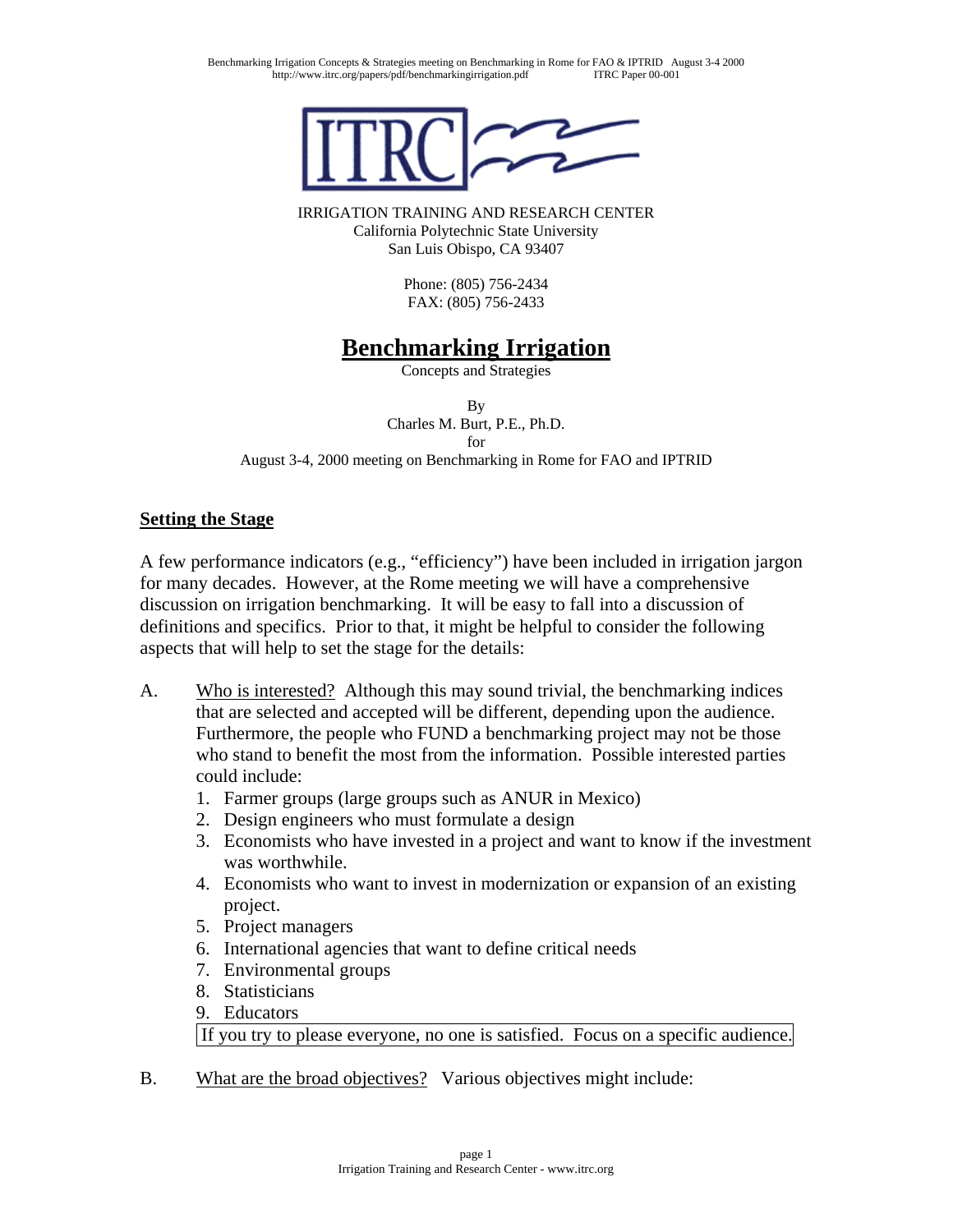IRRIGATION TRAINING AND RESEARCH CENTER
California Polytechnic State University
San Luis Obispo, CA 93407

Phone: (805) 756-2434
FAX: (805) 756-2433

# Benchmarking Irrigation

Concepts and Strategies

By
Charles M. Burt, P.E., Ph.D.
for
August 3-4, 2000 meeting on Benchmarking in Rome for FAO and IPTRID

## Setting the Stage

A few performance indicators (e.g., "efficiency") have been included in irrigation jargon for many decades. However, at the Rome meeting we will have a comprehensive discussion on irrigation benchmarking. It will be easy to fall into a discussion of definitions and specifics. Prior to that, it might be helpful to consider the following aspects that will help to set the stage for the details:

A. Who is interested? Although this may sound trivial, the benchmarking indices that are selected and accepted will be different, depending upon the audience. Furthermore, the people who FUND a benchmarking project may not be those who stand to benefit the most from the information. Possible interested parties could include:
   1. Farmer groups (large groups such as ANUR in Mexico)
   2. Design engineers who must formulate a design
   3. Economists who have invested in a project and want to know if the investment was worthwhile.
   4. Economists who want to invest in modernization or expansion of an existing project.
   5. Project managers
   6. International agencies that want to define critical needs
   7. Environmental groups
   8. Statisticians
   9. Educators

   If you try to please everyone, no one is satisfied. Focus on a specific audience.

B. What are the broad objectives? Various objectives might include: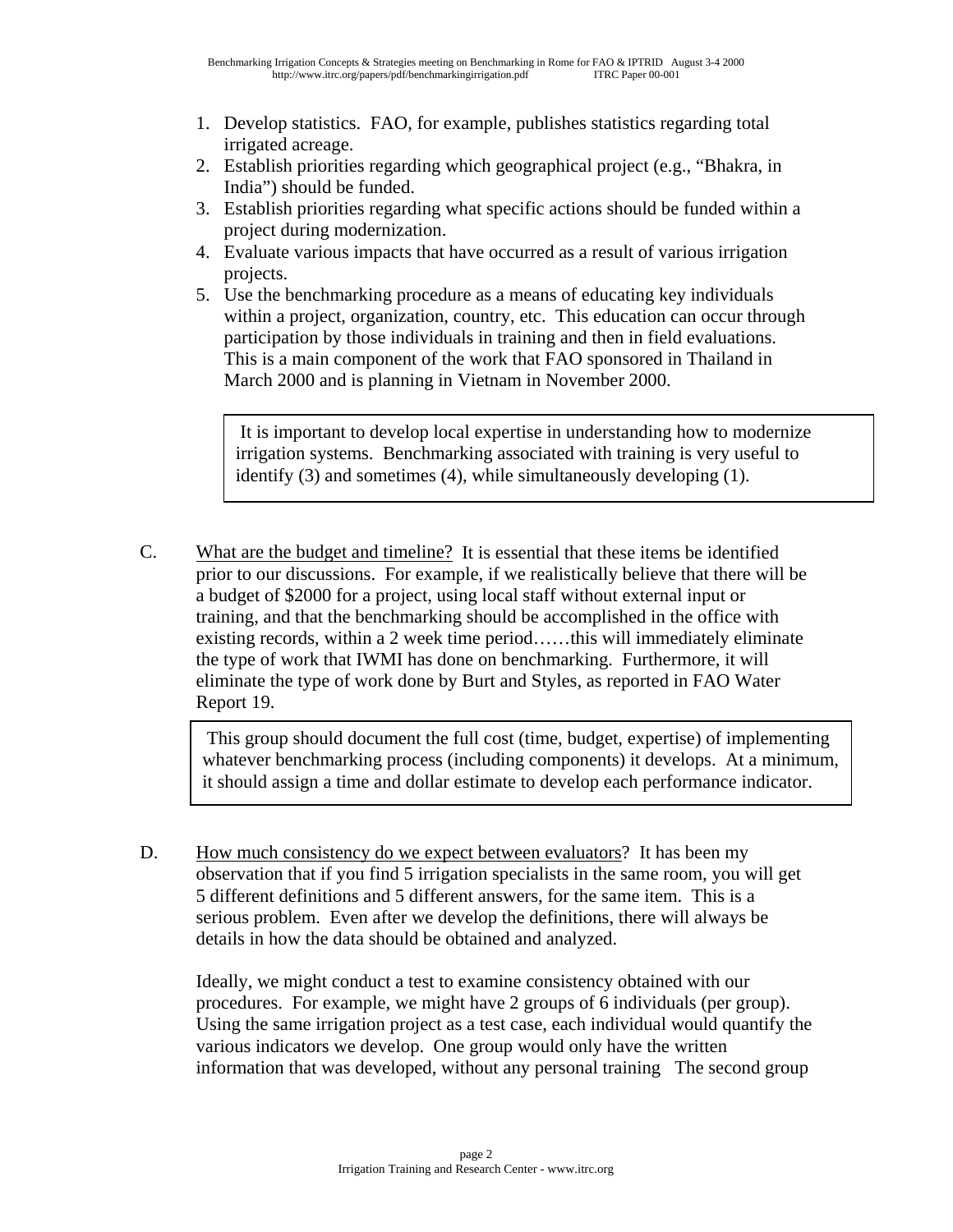1. Develop statistics. FAO, for example, publishes statistics regarding total irrigated acreage.
2. Establish priorities regarding which geographical project (e.g., "Bhakra, in India") should be funded.
3. Establish priorities regarding what specific actions should be funded within a project during modernization.
4. Evaluate various impacts that have occurred as a result of various irrigation projects.
5. Use the benchmarking procedure as a means of educating key individuals within a project, organization, country, etc. This education can occur through participation by those individuals in training and then in field evaluations. This is a main component of the work that FAO sponsored in Thailand in March 2000 and is planning in Vietnam in November 2000.

> It is important to develop local expertise in understanding how to modernize irrigation systems. Benchmarking associated with training is very useful to identify (3) and sometimes (4), while simultaneously developing (1).

C. What are the budget and timeline? It is essential that these items be identified prior to our discussions. For example, if we realistically believe that there will be a budget of $2000 for a project, using local staff without external input or training, and that the benchmarking should be accomplished in the office with existing records, within a 2 week time period……this will immediately eliminate the type of work that IWMI has done on benchmarking. Furthermore, it will eliminate the type of work done by Burt and Styles, as reported in FAO Water Report 19.

> This group should document the full cost (time, budget, expertise) of implementing whatever benchmarking process (including components) it develops. At a minimum, it should assign a time and dollar estimate to develop each performance indicator.

D. How much consistency do we expect between evaluators? It has been my observation that if you find 5 irrigation specialists in the same room, you will get 5 different definitions and 5 different answers, for the same item. This is a serious problem. Even after we develop the definitions, there will always be details in how the data should be obtained and analyzed.

Ideally, we might conduct a test to examine consistency obtained with our procedures. For example, we might have 2 groups of 6 individuals (per group). Using the same irrigation project as a test case, each individual would quantify the various indicators we develop. One group would only have the written information that was developed, without any personal training The second group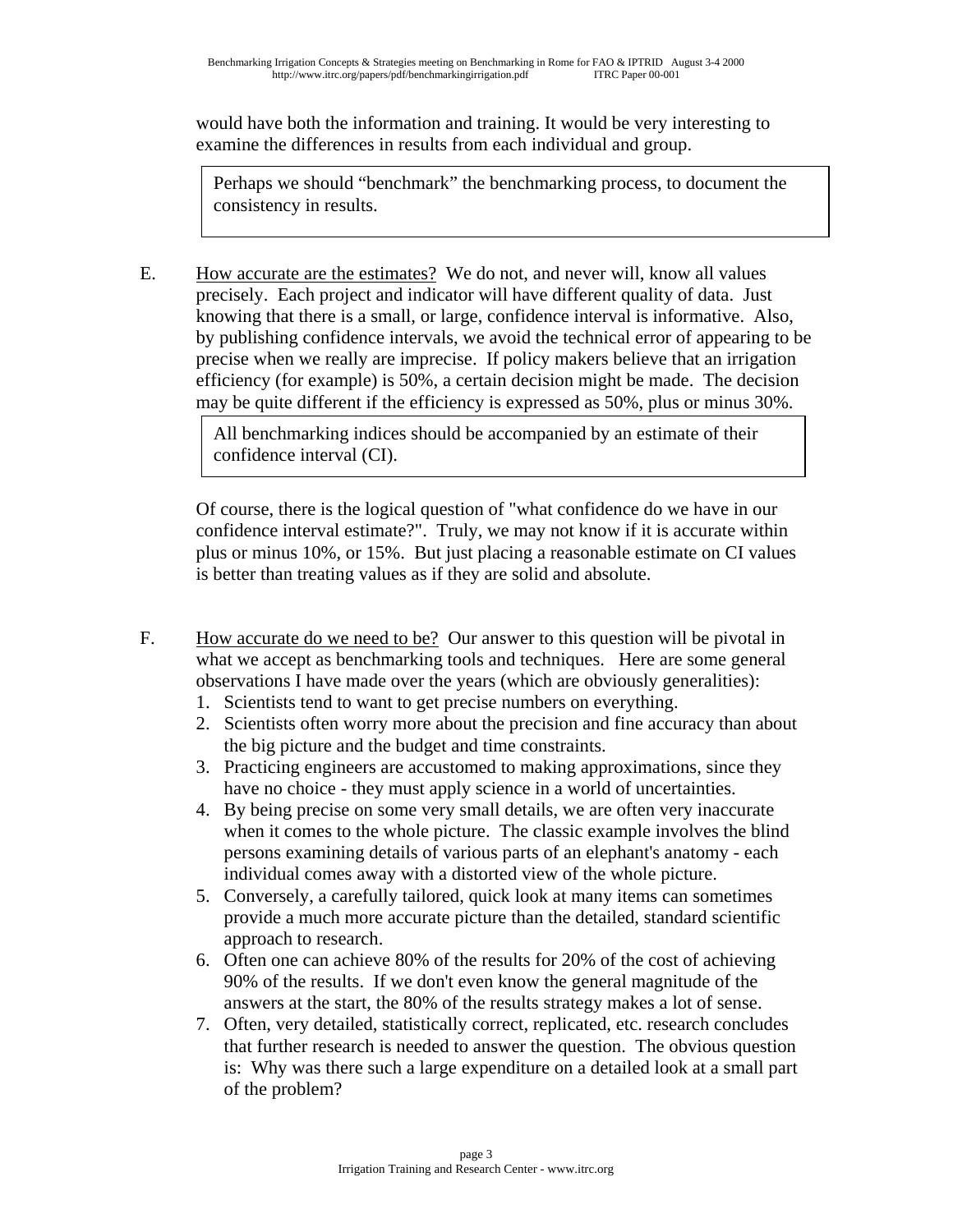would have both the information and training. It would be very interesting to examine the differences in results from each individual and group.

> Perhaps we should "benchmark" the benchmarking process, to document the consistency in results.

E. <u>How accurate are the estimates?</u> We do not, and never will, know all values precisely. Each project and indicator will have different quality of data. Just knowing that there is a small, or large, confidence interval is informative. Also, by publishing confidence intervals, we avoid the technical error of appearing to be precise when we really are imprecise. If policy makers believe that an irrigation efficiency (for example) is 50%, a certain decision might be made. The decision may be quite different if the efficiency is expressed as 50%, plus or minus 30%.

> All benchmarking indices should be accompanied by an estimate of their confidence interval (CI).

Of course, there is the logical question of "what confidence do we have in our confidence interval estimate?". Truly, we may not know if it is accurate within plus or minus 10%, or 15%. But just placing a reasonable estimate on CI values is better than treating values as if they are solid and absolute.

F. <u>How accurate do we need to be?</u> Our answer to this question will be pivotal in what we accept as benchmarking tools and techniques. Here are some general observations I have made over the years (which are obviously generalities):

1. Scientists tend to want to get precise numbers on everything.
2. Scientists often worry more about the precision and fine accuracy than about the big picture and the budget and time constraints.
3. Practicing engineers are accustomed to making approximations, since they have no choice - they must apply science in a world of uncertainties.
4. By being precise on some very small details, we are often very inaccurate when it comes to the whole picture. The classic example involves the blind persons examining details of various parts of an elephant's anatomy - each individual comes away with a distorted view of the whole picture.
5. Conversely, a carefully tailored, quick look at many items can sometimes provide a much more accurate picture than the detailed, standard scientific approach to research.
6. Often one can achieve 80% of the results for 20% of the cost of achieving 90% of the results. If we don't even know the general magnitude of the answers at the start, the 80% of the results strategy makes a lot of sense.
7. Often, very detailed, statistically correct, replicated, etc. research concludes that further research is needed to answer the question. The obvious question is: Why was there such a large expenditure on a detailed look at a small part of the problem?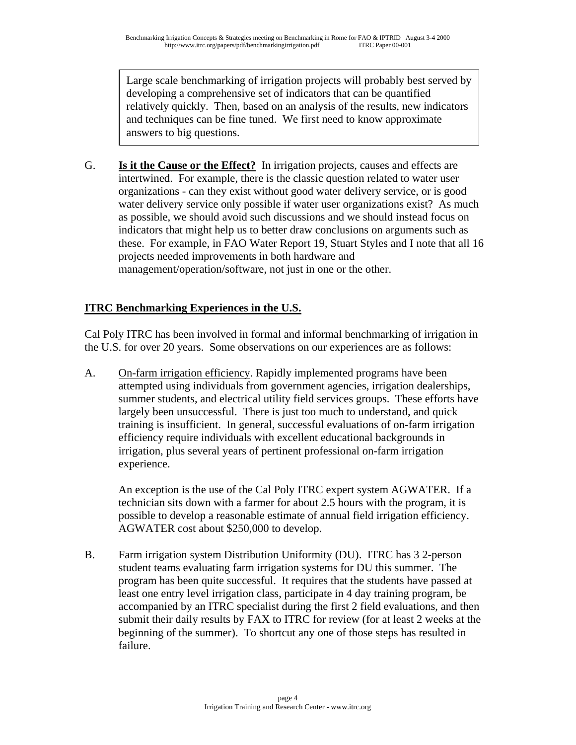> Large scale benchmarking of irrigation projects will probably best served by developing a comprehensive set of indicators that can be quantified relatively quickly. Then, based on an analysis of the results, new indicators and techniques can be fine tuned. We first need to know approximate answers to big questions.

G. **Is it the Cause or the Effect?** In irrigation projects, causes and effects are intertwined. For example, there is the classic question related to water user organizations - can they exist without good water delivery service, or is good water delivery service only possible if water user organizations exist? As much as possible, we should avoid such discussions and we should instead focus on indicators that might help us to better draw conclusions on arguments such as these. For example, in FAO Water Report 19, Stuart Styles and I note that all 16 projects needed improvements in both hardware and management/operation/software, not just in one or the other.

## ITRC Benchmarking Experiences in the U.S.

Cal Poly ITRC has been involved in formal and informal benchmarking of irrigation in the U.S. for over 20 years. Some observations on our experiences are as follows:

A. On-farm irrigation efficiency. Rapidly implemented programs have been attempted using individuals from government agencies, irrigation dealerships, summer students, and electrical utility field services groups. These efforts have largely been unsuccessful. There is just too much to understand, and quick training is insufficient. In general, successful evaluations of on-farm irrigation efficiency require individuals with excellent educational backgrounds in irrigation, plus several years of pertinent professional on-farm irrigation experience.

   An exception is the use of the Cal Poly ITRC expert system AGWATER. If a technician sits down with a farmer for about 2.5 hours with the program, it is possible to develop a reasonable estimate of annual field irrigation efficiency. AGWATER cost about $250,000 to develop.

B. Farm irrigation system Distribution Uniformity (DU). ITRC has 3 2-person student teams evaluating farm irrigation systems for DU this summer. The program has been quite successful. It requires that the students have passed at least one entry level irrigation class, participate in 4 day training program, be accompanied by an ITRC specialist during the first 2 field evaluations, and then submit their daily results by FAX to ITRC for review (for at least 2 weeks at the beginning of the summer). To shortcut any one of those steps has resulted in failure.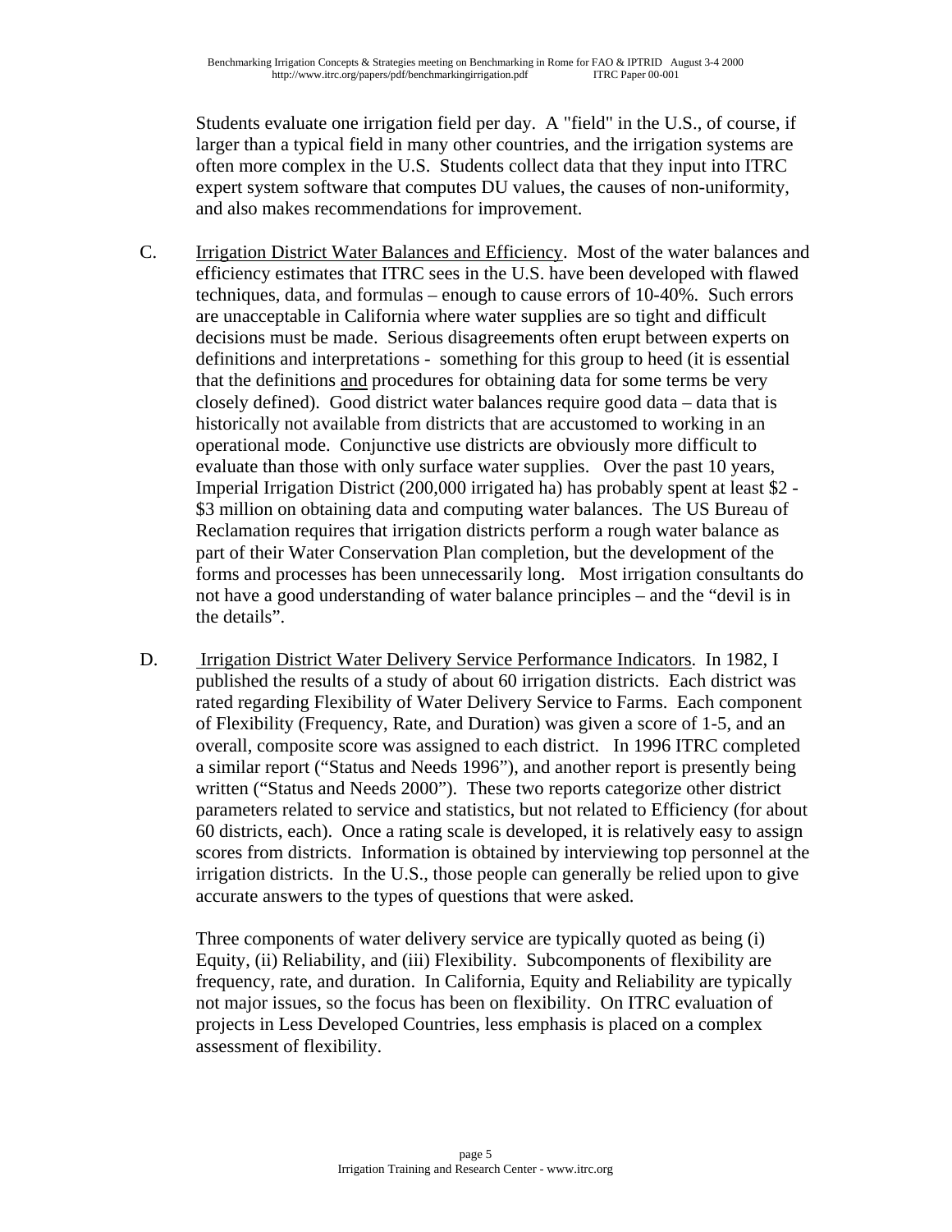Students evaluate one irrigation field per day. A "field" in the U.S., of course, if larger than a typical field in many other countries, and the irrigation systems are often more complex in the U.S. Students collect data that they input into ITRC expert system software that computes DU values, the causes of non-uniformity, and also makes recommendations for improvement.

C. Irrigation District Water Balances and Efficiency. Most of the water balances and efficiency estimates that ITRC sees in the U.S. have been developed with flawed techniques, data, and formulas – enough to cause errors of 10-40%. Such errors are unacceptable in California where water supplies are so tight and difficult decisions must be made. Serious disagreements often erupt between experts on definitions and interpretations - something for this group to heed (it is essential that the definitions and procedures for obtaining data for some terms be very closely defined). Good district water balances require good data – data that is historically not available from districts that are accustomed to working in an operational mode. Conjunctive use districts are obviously more difficult to evaluate than those with only surface water supplies. Over the past 10 years, Imperial Irrigation District (200,000 irrigated ha) has probably spent at least $2 - $3 million on obtaining data and computing water balances. The US Bureau of Reclamation requires that irrigation districts perform a rough water balance as part of their Water Conservation Plan completion, but the development of the forms and processes has been unnecessarily long. Most irrigation consultants do not have a good understanding of water balance principles – and the "devil is in the details".

D. Irrigation District Water Delivery Service Performance Indicators. In 1982, I published the results of a study of about 60 irrigation districts. Each district was rated regarding Flexibility of Water Delivery Service to Farms. Each component of Flexibility (Frequency, Rate, and Duration) was given a score of 1-5, and an overall, composite score was assigned to each district. In 1996 ITRC completed a similar report ("Status and Needs 1996"), and another report is presently being written ("Status and Needs 2000"). These two reports categorize other district parameters related to service and statistics, but not related to Efficiency (for about 60 districts, each). Once a rating scale is developed, it is relatively easy to assign scores from districts. Information is obtained by interviewing top personnel at the irrigation districts. In the U.S., those people can generally be relied upon to give accurate answers to the types of questions that were asked.

Three components of water delivery service are typically quoted as being (i) Equity, (ii) Reliability, and (iii) Flexibility. Subcomponents of flexibility are frequency, rate, and duration. In California, Equity and Reliability are typically not major issues, so the focus has been on flexibility. On ITRC evaluation of projects in Less Developed Countries, less emphasis is placed on a complex assessment of flexibility.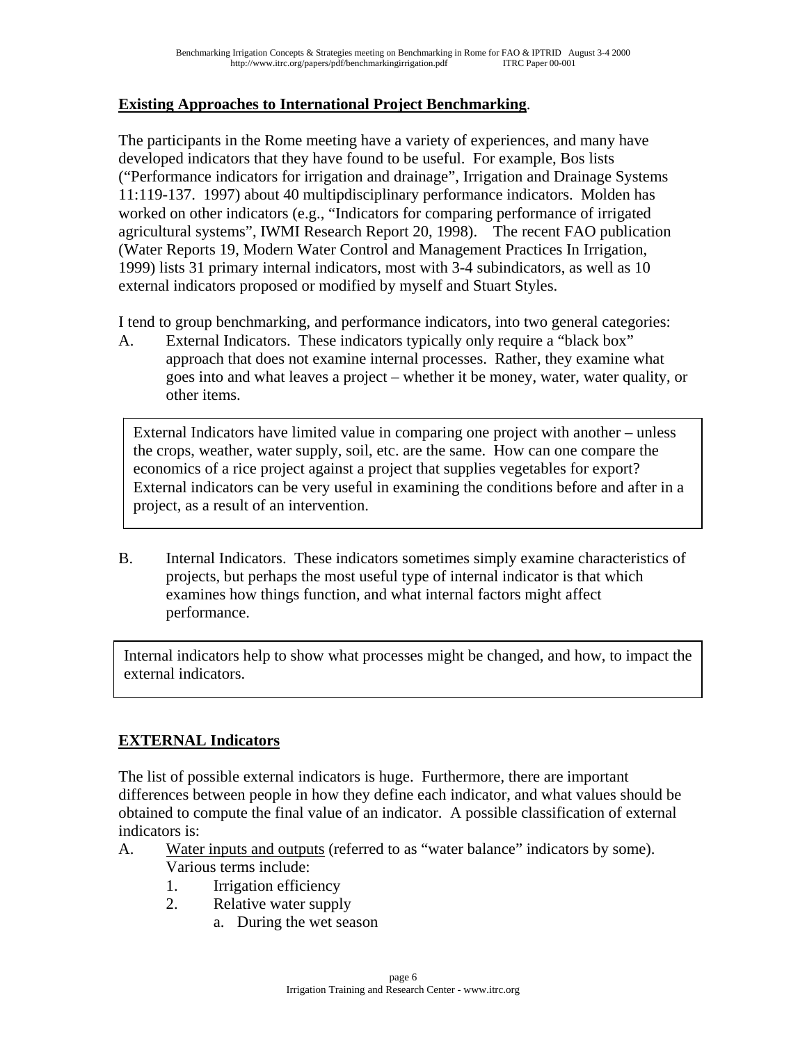**Existing Approaches to International Project Benchmarking**.

The participants in the Rome meeting have a variety of experiences, and many have developed indicators that they have found to be useful. For example, Bos lists ("Performance indicators for irrigation and drainage", Irrigation and Drainage Systems 11:119-137. 1997) about 40 multipdisciplinary performance indicators. Molden has worked on other indicators (e.g., "Indicators for comparing performance of irrigated agricultural systems", IWMI Research Report 20, 1998). The recent FAO publication (Water Reports 19, Modern Water Control and Management Practices In Irrigation, 1999) lists 31 primary internal indicators, most with 3-4 subindicators, as well as 10 external indicators proposed or modified by myself and Stuart Styles.

I tend to group benchmarking, and performance indicators, into two general categories:

A. External Indicators. These indicators typically only require a "black box" approach that does not examine internal processes. Rather, they examine what goes into and what leaves a project – whether it be money, water, water quality, or other items.

> External Indicators have limited value in comparing one project with another – unless the crops, weather, water supply, soil, etc. are the same. How can one compare the economics of a rice project against a project that supplies vegetables for export? External indicators can be very useful in examining the conditions before and after in a project, as a result of an intervention.

B. Internal Indicators. These indicators sometimes simply examine characteristics of projects, but perhaps the most useful type of internal indicator is that which examines how things function, and what internal factors might affect performance.

> Internal indicators help to show what processes might be changed, and how, to impact the external indicators.

**EXTERNAL Indicators**

The list of possible external indicators is huge. Furthermore, there are important differences between people in how they define each indicator, and what values should be obtained to compute the final value of an indicator. A possible classification of external indicators is:

A. Water inputs and outputs (referred to as "water balance" indicators by some). Various terms include:
   1. Irrigation efficiency
   2. Relative water supply
      a. During the wet season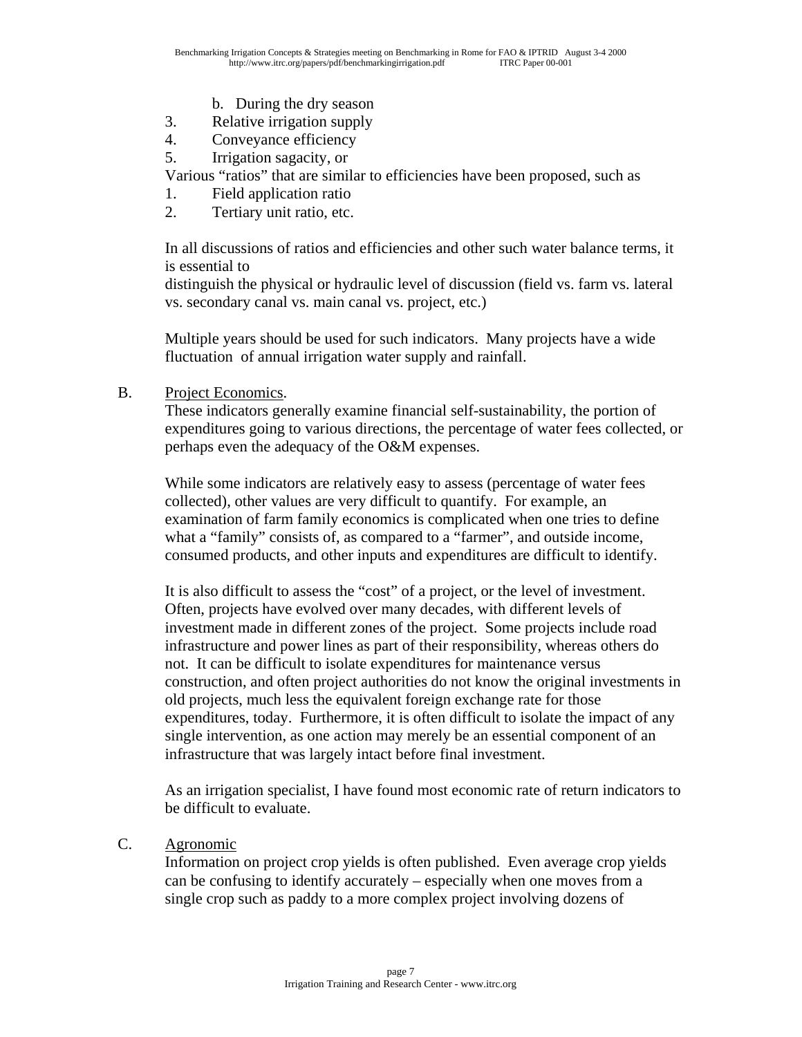b. During the dry season
3. Relative irrigation supply
4. Conveyance efficiency
5. Irrigation sagacity, or

Various "ratios" that are similar to efficiencies have been proposed, such as

1. Field application ratio
2. Tertiary unit ratio, etc.

In all discussions of ratios and efficiencies and other such water balance terms, it is essential to
distinguish the physical or hydraulic level of discussion (field vs. farm vs. lateral vs. secondary canal vs. main canal vs. project, etc.)

Multiple years should be used for such indicators. Many projects have a wide fluctuation of annual irrigation water supply and rainfall.

B. <u>Project Economics</u>.

These indicators generally examine financial self-sustainability, the portion of expenditures going to various directions, the percentage of water fees collected, or perhaps even the adequacy of the O&M expenses.

While some indicators are relatively easy to assess (percentage of water fees collected), other values are very difficult to quantify. For example, an examination of farm family economics is complicated when one tries to define what a "family" consists of, as compared to a "farmer", and outside income, consumed products, and other inputs and expenditures are difficult to identify.

It is also difficult to assess the "cost" of a project, or the level of investment. Often, projects have evolved over many decades, with different levels of investment made in different zones of the project. Some projects include road infrastructure and power lines as part of their responsibility, whereas others do not. It can be difficult to isolate expenditures for maintenance versus construction, and often project authorities do not know the original investments in old projects, much less the equivalent foreign exchange rate for those expenditures, today. Furthermore, it is often difficult to isolate the impact of any single intervention, as one action may merely be an essential component of an infrastructure that was largely intact before final investment.

As an irrigation specialist, I have found most economic rate of return indicators to be difficult to evaluate.

C. <u>Agronomic</u>

Information on project crop yields is often published. Even average crop yields can be confusing to identify accurately – especially when one moves from a single crop such as paddy to a more complex project involving dozens of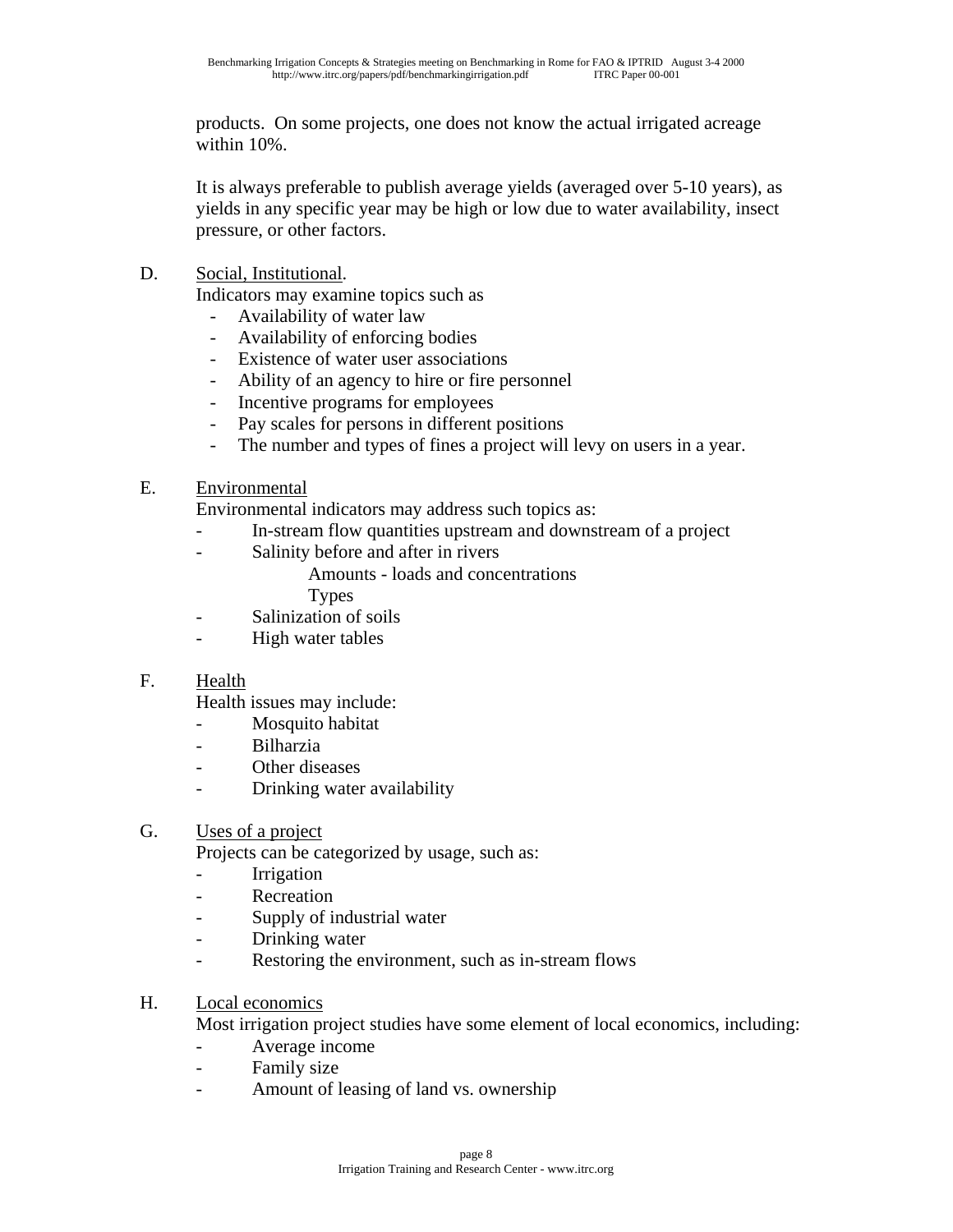products. On some projects, one does not know the actual irrigated acreage within 10%.

It is always preferable to publish average yields (averaged over 5-10 years), as yields in any specific year may be high or low due to water availability, insect pressure, or other factors.

D. Social, Institutional.

Indicators may examine topics such as

- Availability of water law
- Availability of enforcing bodies
- Existence of water user associations
- Ability of an agency to hire or fire personnel
- Incentive programs for employees
- Pay scales for persons in different positions
- The number and types of fines a project will levy on users in a year.

E. Environmental

Environmental indicators may address such topics as:

- In-stream flow quantities upstream and downstream of a project
- Salinity before and after in rivers
  - Amounts - loads and concentrations
  - Types
- Salinization of soils
- High water tables

F. Health

Health issues may include:

- Mosquito habitat
- Bilharzia
- Other diseases
- Drinking water availability

G. Uses of a project

Projects can be categorized by usage, such as:

- Irrigation
- Recreation
- Supply of industrial water
- Drinking water
- Restoring the environment, such as in-stream flows

H. Local economics

Most irrigation project studies have some element of local economics, including:

- Average income
- Family size
- Amount of leasing of land vs. ownership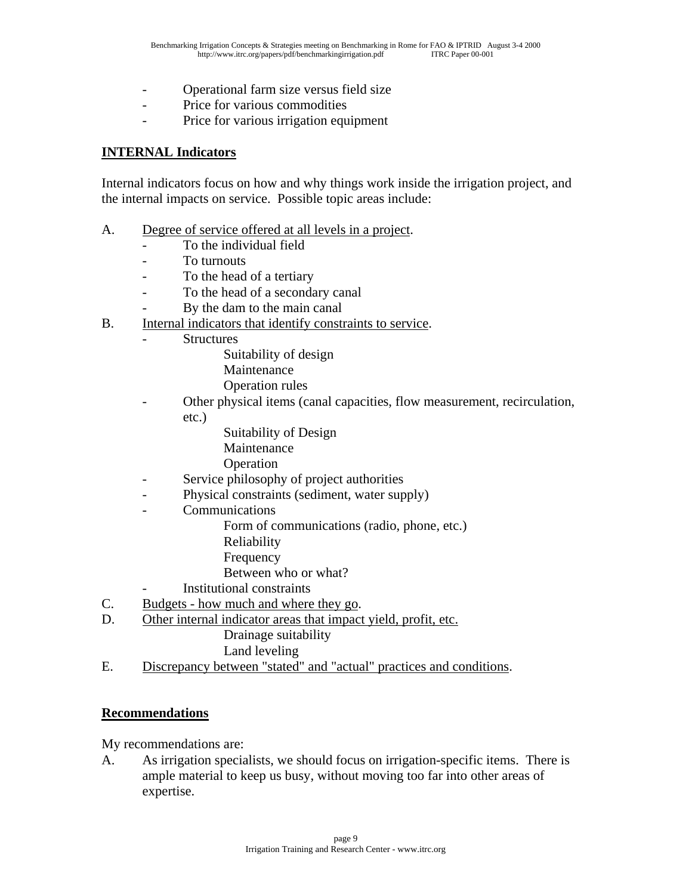- Operational farm size versus field size
- Price for various commodities
- Price for various irrigation equipment

## INTERNAL Indicators

Internal indicators focus on how and why things work inside the irrigation project, and the internal impacts on service. Possible topic areas include:

A. Degree of service offered at all levels in a project.
   - To the individual field
   - To turnouts
   - To the head of a tertiary
   - To the head of a secondary canal
   - By the dam to the main canal

B. Internal indicators that identify constraints to service.
   - Structures
     - Suitability of design
     - Maintenance
     - Operation rules
   - Other physical items (canal capacities, flow measurement, recirculation, etc.)
     - Suitability of Design
     - Maintenance
     - Operation
   - Service philosophy of project authorities
   - Physical constraints (sediment, water supply)
   - Communications
     - Form of communications (radio, phone, etc.)
     - Reliability
     - Frequency
     - Between who or what?
   - Institutional constraints

C. Budgets - how much and where they go.

D. Other internal indicator areas that impact yield, profit, etc.
   - Drainage suitability
   - Land leveling

E. Discrepancy between "stated" and "actual" practices and conditions.

## Recommendations

My recommendations are:

A. As irrigation specialists, we should focus on irrigation-specific items. There is ample material to keep us busy, without moving too far into other areas of expertise.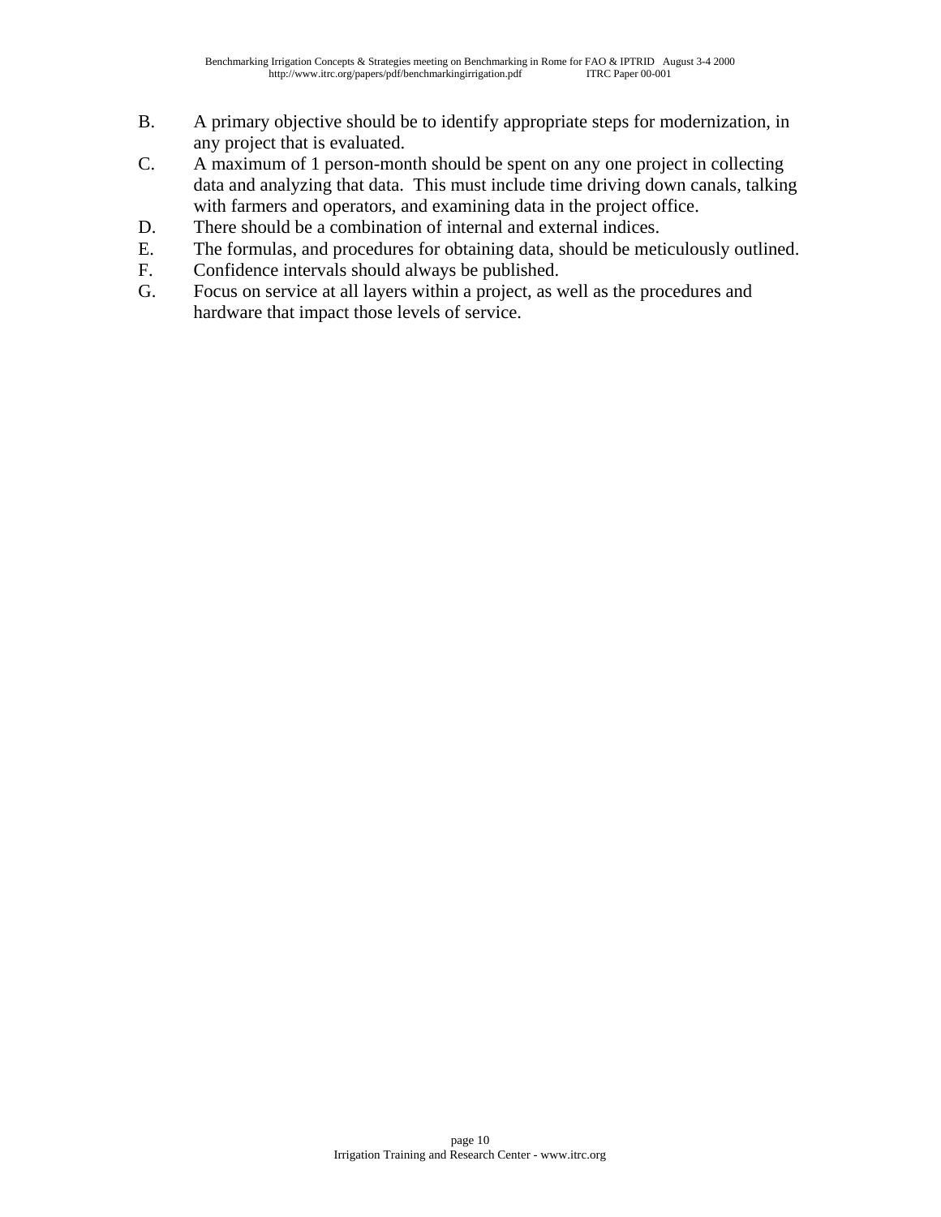B. A primary objective should be to identify appropriate steps for modernization, in any project that is evaluated.

C. A maximum of 1 person-month should be spent on any one project in collecting data and analyzing that data. This must include time driving down canals, talking with farmers and operators, and examining data in the project office.

D. There should be a combination of internal and external indices.

E. The formulas, and procedures for obtaining data, should be meticulously outlined.

F. Confidence intervals should always be published.

G. Focus on service at all layers within a project, as well as the procedures and hardware that impact those levels of service.